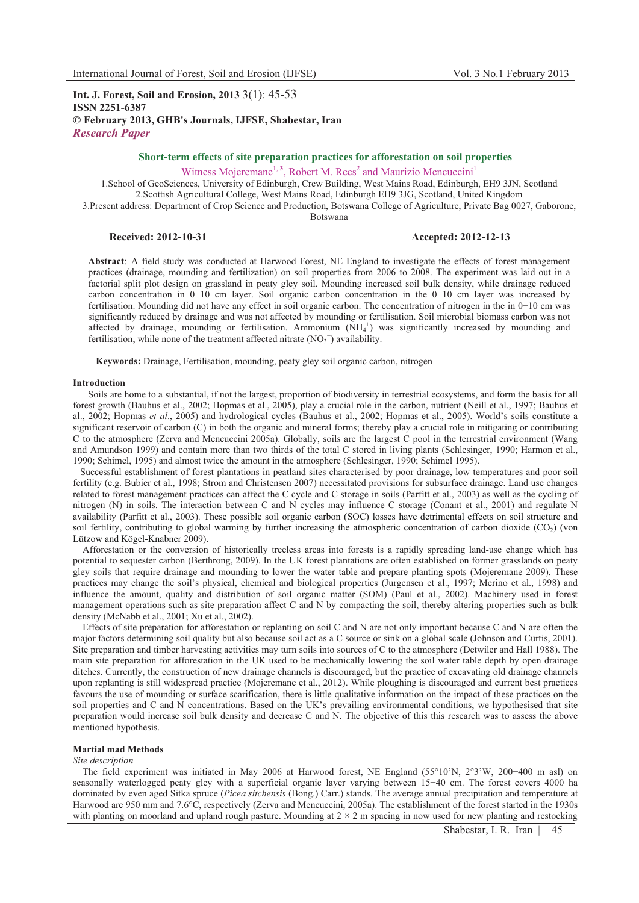**Int. J. Forest, Soil and Erosion, 2013** 3(1): 45-53
**ISSN 2251-6387**
**© February 2013, GHB's Journals, IJFSE, Shabestar, Iran**
***Research Paper***

# Short-term effects of site preparation practices for afforestation on soil properties

Witness Mojeremane[1,3], Robert M. Rees[2] and Maurizio Mencuccini[1]

1.School of GeoSciences, University of Edinburgh, Crew Building, West Mains Road, Edinburgh, EH9 3JN, Scotland
2.Scottish Agricultural College, West Mains Road, Edinburgh EH9 3JG, Scotland, United Kingdom
3.Present address: Department of Crop Science and Production, Botswana College of Agriculture, Private Bag 0027, Gaborone, Botswana

**Received: 2012-10-31** **Accepted: 2012-12-13**

**Abstract**: A field study was conducted at Harwood Forest, NE England to investigate the effects of forest management practices (drainage, mounding and fertilization) on soil properties from 2006 to 2008. The experiment was laid out in a factorial split plot design on grassland in peaty gley soil. Mounding increased soil bulk density, while drainage reduced carbon concentration in 0−10 cm layer. Soil organic carbon concentration in the 0−10 cm layer was increased by fertilisation. Mounding did not have any effect in soil organic carbon. The concentration of nitrogen in the in 0−10 cm was significantly reduced by drainage and was not affected by mounding or fertilisation. Soil microbial biomass carbon was not affected by drainage, mounding or fertilisation. Ammonium ($NH_4^+$) was significantly increased by mounding and fertilisation, while none of the treatment affected nitrate ($NO_3^-$) availability.

**Keywords:** Drainage, Fertilisation, mounding, peaty gley soil organic carbon, nitrogen

## Introduction

Soils are home to a substantial, if not the largest, proportion of biodiversity in terrestrial ecosystems, and form the basis for all forest growth (Bauhus et al., 2002; Hopmas et al., 2005), play a crucial role in the carbon, nutrient (Neill et al., 1997; Bauhus et al., 2002; Hopmas *et al*., 2005) and hydrological cycles (Bauhus et al., 2002; Hopmas et al., 2005). World's soils constitute a significant reservoir of carbon (C) in both the organic and mineral forms; thereby play a crucial role in mitigating or contributing C to the atmosphere (Zerva and Mencuccini 2005a). Globally, soils are the largest C pool in the terrestrial environment (Wang and Amundson 1999) and contain more than two thirds of the total C stored in living plants (Schlesinger, 1990; Harmon et al., 1990; Schimel, 1995) and almost twice the amount in the atmosphere (Schlesinger, 1990; Schimel 1995).

Successful establishment of forest plantations in peatland sites characterised by poor drainage, low temperatures and poor soil fertility (e.g. Bubier et al., 1998; Strom and Christensen 2007) necessitated provisions for subsurface drainage. Land use changes related to forest management practices can affect the C cycle and C storage in soils (Parfitt et al., 2003) as well as the cycling of nitrogen (N) in soils. The interaction between C and N cycles may influence C storage (Conant et al., 2001) and regulate N availability (Parfitt et al., 2003). These possible soil organic carbon (SOC) losses have detrimental effects on soil structure and soil fertility, contributing to global warming by further increasing the atmospheric concentration of carbon dioxide ($CO_2$) (von Lützow and Kögel-Knabner 2009).

Afforestation or the conversion of historically treeless areas into forests is a rapidly spreading land-use change which has potential to sequester carbon (Berthrong, 2009). In the UK forest plantations are often established on former grasslands on peaty gley soils that require drainage and mounding to lower the water table and prepare planting spots (Mojeremane 2009). These practices may change the soil's physical, chemical and biological properties (Jurgensen et al., 1997; Merino et al., 1998) and influence the amount, quality and distribution of soil organic matter (SOM) (Paul et al., 2002). Machinery used in forest management operations such as site preparation affect C and N by compacting the soil, thereby altering properties such as bulk density (McNabb et al., 2001; Xu et al., 2002).

Effects of site preparation for afforestation or replanting on soil C and N are not only important because C and N are often the major factors determining soil quality but also because soil act as a C source or sink on a global scale (Johnson and Curtis, 2001). Site preparation and timber harvesting activities may turn soils into sources of C to the atmosphere (Detwiler and Hall 1988). The main site preparation for afforestation in the UK used to be mechanically lowering the soil water table depth by open drainage ditches. Currently, the construction of new drainage channels is discouraged, but the practice of excavating old drainage channels upon replanting is still widespread practice (Mojeremane et al., 2012). While ploughing is discouraged and current best practices favours the use of mounding or surface scarification, there is little qualitative information on the impact of these practices on the soil properties and C and N concentrations. Based on the UK's prevailing environmental conditions, we hypothesised that site preparation would increase soil bulk density and decrease C and N. The objective of this this research was to assess the above mentioned hypothesis.

## Martial mad Methods

*Site description*

The field experiment was initiated in May 2006 at Harwood forest, NE England (55°10'N, 2°3'W, 200−400 m asl) on seasonally waterlogged peaty gley with a superficial organic layer varying between 15−40 cm. The forest covers 4000 ha dominated by even aged Sitka spruce (*Picea sitchensis* (Bong.) Carr.) stands. The average annual precipitation and temperature at Harwood are 950 mm and 7.6°C, respectively (Zerva and Mencuccini, 2005a). The establishment of the forest started in the 1930s with planting on moorland and upland rough pasture. Mounding at 2 × 2 m spacing in now used for new planting and restocking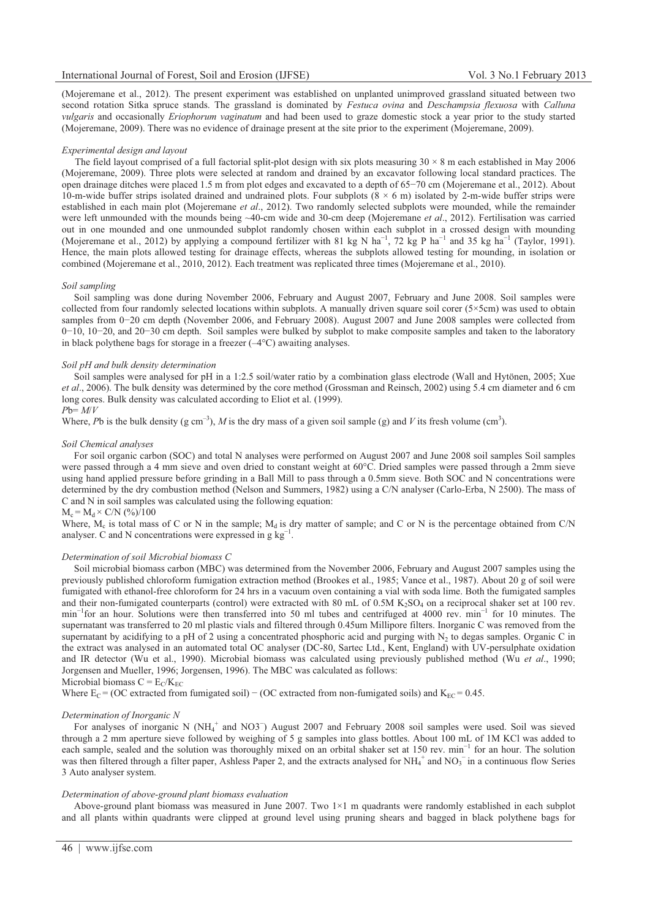(Mojeremane et al., 2012). The present experiment was established on unplanted unimproved grassland situated between two second rotation Sitka spruce stands. The grassland is dominated by *Festuca ovina* and *Deschampsia flexuosa* with *Calluna vulgaris* and occasionally *Eriophorum vaginatum* and had been used to graze domestic stock a year prior to the study started (Mojeremane, 2009). There was no evidence of drainage present at the site prior to the experiment (Mojeremane, 2009).

### *Experimental design and layout*

The field layout comprised of a full factorial split-plot design with six plots measuring 30 × 8 m each established in May 2006 (Mojeremane, 2009). Three plots were selected at random and drained by an excavator following local standard practices. The open drainage ditches were placed 1.5 m from plot edges and excavated to a depth of 65−70 cm (Mojeremane et al., 2012). About 10-m-wide buffer strips isolated drained and undrained plots. Four subplots (8 × 6 m) isolated by 2-m-wide buffer strips were established in each main plot (Mojeremane *et al*., 2012). Two randomly selected subplots were mounded, while the remainder were left unmounded with the mounds being ~40-cm wide and 30-cm deep (Mojeremane *et al*., 2012). Fertilisation was carried out in one mounded and one unmounded subplot randomly chosen within each subplot in a crossed design with mounding (Mojeremane et al., 2012) by applying a compound fertilizer with 81 kg N $ha^{-1}$, 72 kg P $ha^{-1}$ and 35 kg $ha^{-1}$ (Taylor, 1991). Hence, the main plots allowed testing for drainage effects, whereas the subplots allowed testing for mounding, in isolation or combined (Mojeremane et al., 2010, 2012). Each treatment was replicated three times (Mojeremane et al., 2010).

### *Soil sampling*

Soil sampling was done during November 2006, February and August 2007, February and June 2008. Soil samples were collected from four randomly selected locations within subplots. A manually driven square soil corer (5×5cm) was used to obtain samples from 0−20 cm depth (November 2006, and February 2008). August 2007 and June 2008 samples were collected from 0−10, 10−20, and 20−30 cm depth. Soil samples were bulked by subplot to make composite samples and taken to the laboratory in black polythene bags for storage in a freezer (–4°C) awaiting analyses.

### *Soil pH and bulk density determination*

Soil samples were analysed for pH in a 1:2.5 soil/water ratio by a combination glass electrode (Wall and Hytönen, 2005; Xue *et al*., 2006). The bulk density was determined by the core method (Grossman and Reinsch, 2002) using 5.4 cm diameter and 6 cm long cores. Bulk density was calculated according to Eliot et al. (1999).

$$Pb = M/V$$

Where, *P*b is the bulk density (g $cm^{-3}$), *M* is the dry mass of a given soil sample (g) and *V* its fresh volume ($cm^3$).

### *Soil Chemical analyses*

For soil organic carbon (SOC) and total N analyses were performed on August 2007 and June 2008 soil samples Soil samples were passed through a 4 mm sieve and oven dried to constant weight at 60°C. Dried samples were passed through a 2mm sieve using hand applied pressure before grinding in a Ball Mill to pass through a 0.5mm sieve. Both SOC and N concentrations were determined by the dry combustion method (Nelson and Summers, 1982) using a C/N analyser (Carlo-Erba, N 2500). The mass of C and N in soil samples was calculated using the following equation:

$$M_c = M_d \times C/N\ (\%)/100$$

Where, $M_c$ is total mass of C or N in the sample; $M_d$ is dry matter of sample; and C or N is the percentage obtained from C/N analyser. C and N concentrations were expressed in g $kg^{-1}$.

### *Determination of soil Microbial biomass C*

Soil microbial biomass carbon (MBC) was determined from the November 2006, February and August 2007 samples using the previously published chloroform fumigation extraction method (Brookes et al., 1985; Vance et al., 1987). About 20 g of soil were fumigated with ethanol-free chloroform for 24 hrs in a vacuum oven containing a vial with soda lime. Both the fumigated samples and their non-fumigated counterparts (control) were extracted with 80 mL of 0.5M $K_2SO_4$ on a reciprocal shaker set at 100 rev. $min^{-1}$ for an hour. Solutions were then transferred into 50 ml tubes and centrifuged at 4000 rev. $min^{-1}$ for 10 minutes. The supernatant was transferred to 20 ml plastic vials and filtered through 0.45um Millipore filters. Inorganic C was removed from the supernatant by acidifying to a pH of 2 using a concentrated phosphoric acid and purging with $N_2$ to degas samples. Organic C in the extract was analysed in an automated total OC analyser (DC-80, Sartec Ltd., Kent, England) with UV-persulphate oxidation and IR detector (Wu et al., 1990). Microbial biomass was calculated using previously published method (Wu *et al*., 1990; Jorgensen and Mueller, 1996; Jorgensen, 1996). The MBC was calculated as follows:

$$\text{Microbial biomass C} = E_C/K_{EC}$$

Where $E_C$ = (OC extracted from fumigated soil) − (OC extracted from non-fumigated soils) and $K_{EC}$ = 0.45.

### *Determination of Inorganic N*

For analyses of inorganic N ($NH_4^+$ and $NO3^-$) August 2007 and February 2008 soil samples were used. Soil was sieved through a 2 mm aperture sieve followed by weighing of 5 g samples into glass bottles. About 100 mL of 1M KCl was added to each sample, sealed and the solution was thoroughly mixed on an orbital shaker set at 150 rev. $min^{-1}$ for an hour. The solution was then filtered through a filter paper, Ashless Paper 2, and the extracts analysed for $NH_4^+$ and $NO_3^-$ in a continuous flow Series 3 Auto analyser system.

### *Determination of above-ground plant biomass evaluation*

Above-ground plant biomass was measured in June 2007. Two 1×1 m quadrants were randomly established in each subplot and all plants within quadrants were clipped at ground level using pruning shears and bagged in black polythene bags for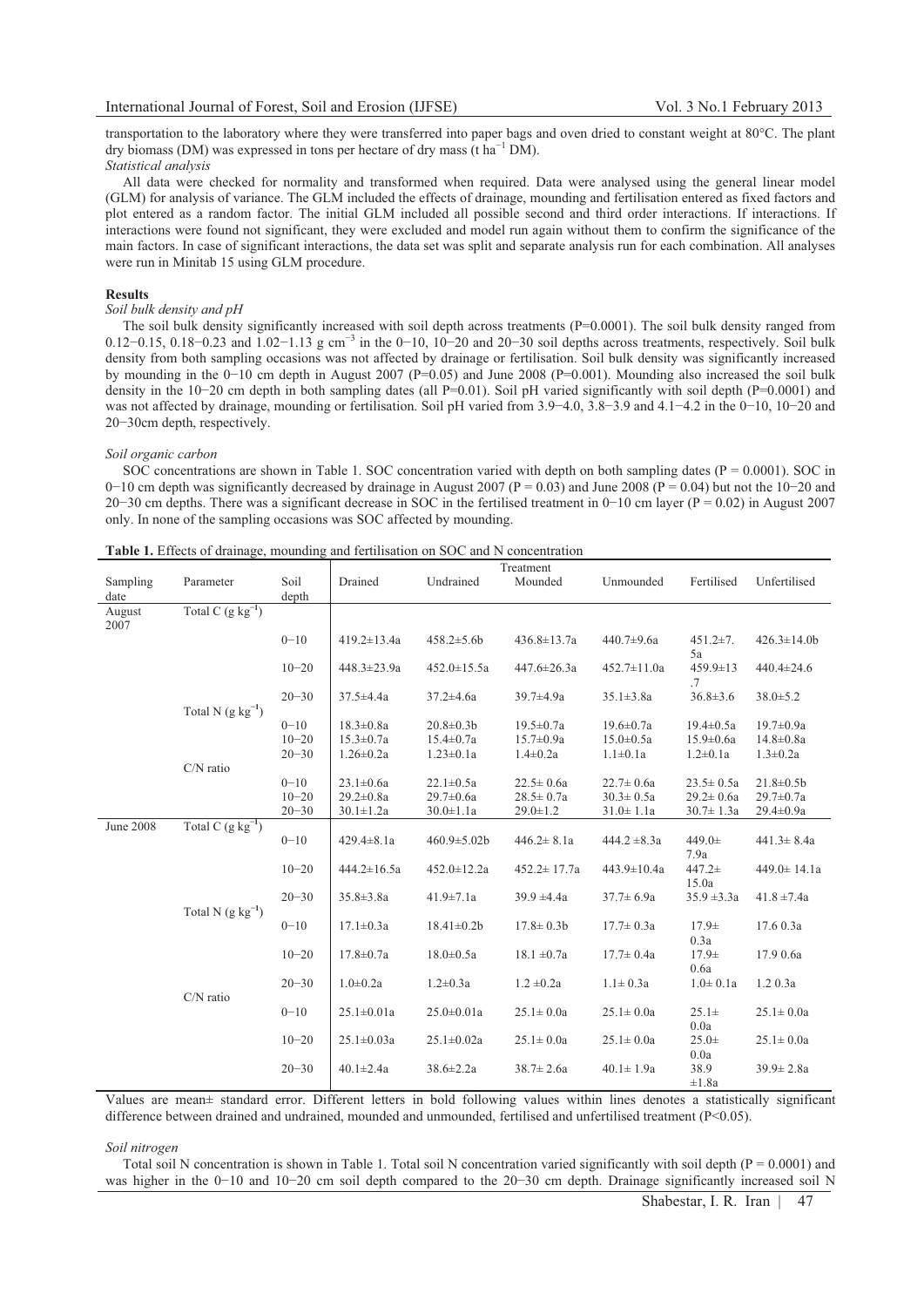transportation to the laboratory where they were transferred into paper bags and oven dried to constant weight at 80°C. The plant dry biomass (DM) was expressed in tons per hectare of dry mass (t $ha^{-1}$ DM).

*Statistical analysis*

All data were checked for normality and transformed when required. Data were analysed using the general linear model (GLM) for analysis of variance. The GLM included the effects of drainage, mounding and fertilisation entered as fixed factors and plot entered as a random factor. The initial GLM included all possible second and third order interactions. If interactions. If interactions were found not significant, they were excluded and model run again without them to confirm the significance of the main factors. In case of significant interactions, the data set was split and separate analysis run for each combination. All analyses were run in Minitab 15 using GLM procedure.

**Results**

*Soil bulk density and pH*

The soil bulk density significantly increased with soil depth across treatments (P=0.0001). The soil bulk density ranged from 0.12−0.15, 0.18−0.23 and 1.02−1.13 g $cm^{-3}$ in the 0−10, 10−20 and 20−30 soil depths across treatments, respectively. Soil bulk density from both sampling occasions was not affected by drainage or fertilisation. Soil bulk density was significantly increased by mounding in the 0−10 cm depth in August 2007 (P=0.05) and June 2008 (P=0.001). Mounding also increased the soil bulk density in the 10−20 cm depth in both sampling dates (all P=0.01). Soil pH varied significantly with soil depth (P=0.0001) and was not affected by drainage, mounding or fertilisation. Soil pH varied from 3.9−4.0, 3.8−3.9 and 4.1−4.2 in the 0−10, 10−20 and 20−30cm depth, respectively.

*Soil organic carbon*

SOC concentrations are shown in Table 1. SOC concentration varied with depth on both sampling dates (P = 0.0001). SOC in 0−10 cm depth was significantly decreased by drainage in August 2007 (P = 0.03) and June 2008 (P = 0.04) but not the 10−20 and 20−30 cm depths. There was a significant decrease in SOC in the fertilised treatment in 0−10 cm layer (P = 0.02) in August 2007 only. In none of the sampling occasions was SOC affected by mounding.

**Table 1.** Effects of drainage, mounding and fertilisation on SOC and N concentration

| Sampling date | Parameter | Soil depth | Treatment | | | | | |
|---|---|---|---|---|---|---|---|---|
| | | | Drained | Undrained | Mounded | Unmounded | Fertilised | Unfertilised |
| August 2007 | Total C (g $kg^{-1}$) | | | | | | | |
| | | 0−10 | 419.2±13.4a | 458.2±5.6b | 436.8±13.7a | 440.7±9.6a | 451.2±7.5a | 426.3±14.0b |
| | | 10−20 | 448.3±23.9a | 452.0±15.5a | 447.6±26.3a | 452.7±11.0a | 459.9±13.7 | 440.4±24.6 |
| | | 20−30 | 37.5±4.4a | 37.2±4.6a | 39.7±4.9a | 35.1±3.8a | 36.8±3.6 | 38.0±5.2 |
| | Total N (g $kg^{-1}$) | | | | | | | |
| | | 0−10 | 18.3±0.8a | 20.8±0.3b | 19.5±0.7a | 19.6±0.7a | 19.4±0.5a | 19.7±0.9a |
| | | 10−20 | 15.3±0.7a | 15.4±0.7a | 15.7±0.9a | 15.0±0.5a | 15.9±0.6a | 14.8±0.8a |
| | | 20−30 | 1.26±0.2a | 1.23±0.1a | 1.4±0.2a | 1.1±0.1a | 1.2±0.1a | 1.3±0.2a |
| | C/N ratio | | | | | | | |
| | | 0−10 | 23.1±0.6a | 22.1±0.5a | 22.5± 0.6a | 22.7± 0.6a | 23.5± 0.5a | 21.8±0.5b |
| | | 10−20 | 29.2±0.8a | 29.7±0.6a | 28.5± 0.7a | 30.3± 0.5a | 29.2± 0.6a | 29.7±0.7a |
| | | 20−30 | 30.1±1.2a | 30.0±1.1a | 29.0±1.2 | 31.0± 1.1a | 30.7± 1.3a | 29.4±0.9a |
| June 2008 | Total C (g $kg^{-1}$) | | | | | | | |
| | | 0−10 | 429.4±8.1a | 460.9±5.02b | 446.2± 8.1a | 444.2 ±8.3a | 449.0± 7.9a | 441.3± 8.4a |
| | | 10−20 | 444.2±16.5a | 452.0±12.2a | 452.2± 17.7a | 443.9±10.4a | 447.2± 15.0a | 449.0± 14.1a |
| | | 20−30 | 35.8±3.8a | 41.9±7.1a | 39.9 ±4.4a | 37.7± 6.9a | 35.9 ±3.3a | 41.8 ±7.4a |
| | Total N (g $kg^{-1}$) | | | | | | | |
| | | 0−10 | 17.1±0.3a | 18.41±0.2b | 17.8± 0.3b | 17.7± 0.3a | 17.9± 0.3a | 17.6 0.3a |
| | | 10−20 | 17.8±0.7a | 18.0±0.5a | 18.1 ±0.7a | 17.7± 0.4a | 17.9± 0.6a | 17.9 0.6a |
| | | 20−30 | 1.0±0.2a | 1.2±0.3a | 1.2 ±0.2a | 1.1± 0.3a | 1.0± 0.1a | 1.2 0.3a |
| | C/N ratio | | | | | | | |
| | | 0−10 | 25.1±0.01a | 25.0±0.01a | 25.1± 0.0a | 25.1± 0.0a | 25.1± 0.0a | 25.1± 0.0a |
| | | 10−20 | 25.1±0.03a | 25.1±0.02a | 25.1± 0.0a | 25.1± 0.0a | 25.0± 0.0a | 25.1± 0.0a |
| | | 20−30 | 40.1±2.4a | 38.6±2.2a | 38.7± 2.6a | 40.1± 1.9a | 38.9 ±1.8a | 39.9± 2.8a |

Values are mean± standard error. Different letters in bold following values within lines denotes a statistically significant difference between drained and undrained, mounded and unmounded, fertilised and unfertilised treatment (P<0.05).

*Soil nitrogen*

Total soil N concentration is shown in Table 1. Total soil N concentration varied significantly with soil depth (P = 0.0001) and was higher in the 0−10 and 10−20 cm soil depth compared to the 20−30 cm depth. Drainage significantly increased soil N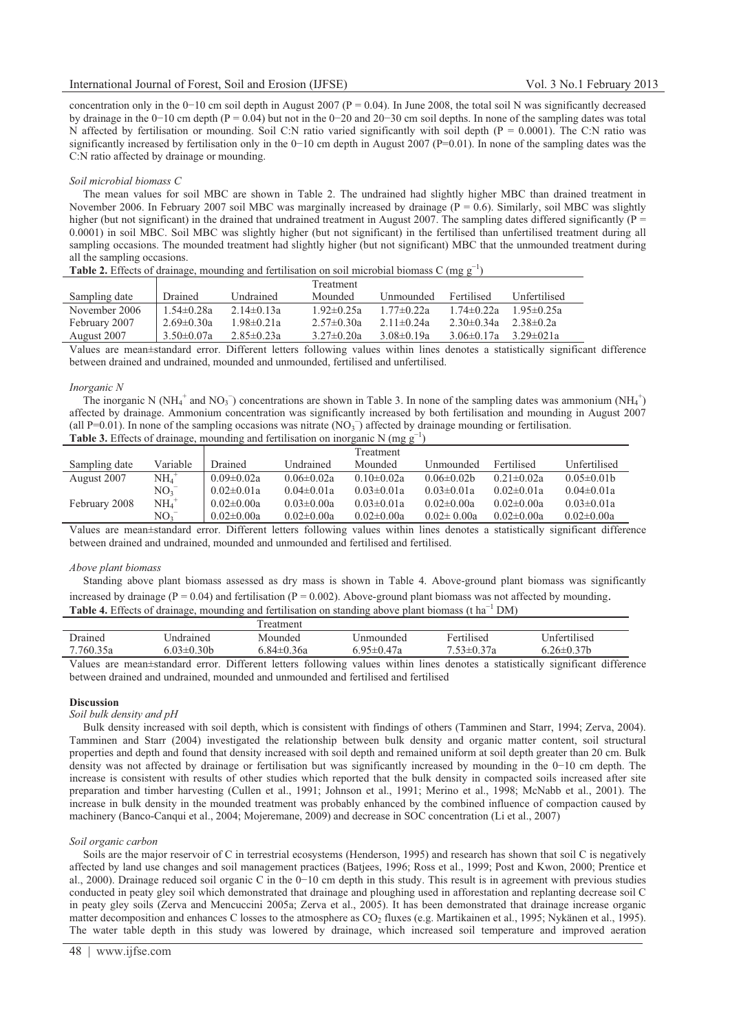concentration only in the 0−10 cm soil depth in August 2007 ($P = 0.04$). In June 2008, the total soil N was significantly decreased by drainage in the 0−10 cm depth ($P = 0.04$) but not in the 0−20 and 20−30 cm soil depths. In none of the sampling dates was total N affected by fertilisation or mounding. Soil C:N ratio varied significantly with soil depth ($P = 0.0001$). The C:N ratio was significantly increased by fertilisation only in the 0−10 cm depth in August 2007 (P=0.01). In none of the sampling dates was the C:N ratio affected by drainage or mounding.

*Soil microbial biomass C*

The mean values for soil MBC are shown in Table 2. The undrained had slightly higher MBC than drained treatment in November 2006. In February 2007 soil MBC was marginally increased by drainage ($P = 0.6$). Similarly, soil MBC was slightly higher (but not significant) in the drained that undrained treatment in August 2007. The sampling dates differed significantly ($P = 0.0001$) in soil MBC. Soil MBC was slightly higher (but not significant) in the fertilised than unfertilised treatment during all sampling occasions. The mounded treatment had slightly higher (but not significant) MBC that the unmounded treatment during all the sampling occasions.

**Table 2.** Effects of drainage, mounding and fertilisation on soil microbial biomass C (mg $g^{-1}$)

| | Treatment | | | | | |
|---|---|---|---|---|---|---|
| Sampling date | Drained | Undrained | Mounded | Unmounded | Fertilised | Unfertilised |
| November 2006 | 1.54±0.28a | 2.14±0.13a | 1.92±0.25a | 1.77±0.22a | 1.74±0.22a | 1.95±0.25a |
| February 2007 | 2.69±0.30a | 1.98±0.21a | 2.57±0.30a | 2.11±0.24a | 2.30±0.34a | 2.38±0.2a |
| August 2007 | 3.50±0.07a | 2.85±0.23a | 3.27±0.20a | 3.08±0.19a | 3.06±0.17a | 3.29±021a |

Values are mean±standard error. Different letters following values within lines denotes a statistically significant difference between drained and undrained, mounded and unmounded, fertilised and unfertilised.

*Inorganic N*

The inorganic N ($NH_4^+$ and $NO_3^-$) concentrations are shown in Table 3. In none of the sampling dates was ammonium ($NH_4^+$) affected by drainage. Ammonium concentration was significantly increased by both fertilisation and mounding in August 2007 (all P=0.01). In none of the sampling occasions was nitrate ($NO_3^-$) affected by drainage mounding or fertilisation.

**Table 3.** Effects of drainage, mounding and fertilisation on inorganic N (mg $g^{-1}$)

| | | Treatment | | | | | |
|---|---|---|---|---|---|---|---|
| Sampling date | Variable | Drained | Undrained | Mounded | Unmounded | Fertilised | Unfertilised |
| August 2007 | $NH_4^+$ | 0.09±0.02a | 0.06±0.02a | 0.10±0.02a | 0.06±0.02b | 0.21±0.02a | 0.05±0.01b |
| | $NO_3^-$ | 0.02±0.01a | 0.04±0.01a | 0.03±0.01a | 0.03±0.01a | 0.02±0.01a | 0.04±0.01a |
| February 2008 | $NH_4^+$ | 0.02±0.00a | 0.03±0.00a | 0.03±0.01a | 0.02±0.00a | 0.02±0.00a | 0.03±0.01a |
| | $NO_3^-$ | 0.02±0.00a | 0.02±0.00a | 0.02±0.00a | 0.02± 0.00a | 0.02±0.00a | 0.02±0.00a |

Values are mean±standard error. Different letters following values within lines denotes a statistically significant difference between drained and undrained, mounded and unmounded and fertilised and fertilised.

*Above plant biomass*

Standing above plant biomass assessed as dry mass is shown in Table 4. Above-ground plant biomass was significantly increased by drainage ($P = 0.04$) and fertilisation ($P = 0.002$). Above-ground plant biomass was not affected by mounding.

**Table 4.** Effects of drainage, mounding and fertilisation on standing above plant biomass (t $ha^{-1}$ DM)

| Treatment | | | | | |
|---|---|---|---|---|---|
| Drained | Undrained | Mounded | Unmounded | Fertilised | Unfertilised |
| 7.760.35a | 6.03±0.30b | 6.84±0.36a | 6.95±0.47a | 7.53±0.37a | 6.26±0.37b |

Values are mean±standard error. Different letters following values within lines denotes a statistically significant difference between drained and undrained, mounded and unmounded and fertilised and fertilised

**Discussion**

*Soil bulk density and pH*

Bulk density increased with soil depth, which is consistent with findings of others (Tamminen and Starr, 1994; Zerva, 2004). Tamminen and Starr (2004) investigated the relationship between bulk density and organic matter content, soil structural properties and depth and found that density increased with soil depth and remained uniform at soil depth greater than 20 cm. Bulk density was not affected by drainage or fertilisation but was significantly increased by mounding in the 0−10 cm depth. The increase is consistent with results of other studies which reported that the bulk density in compacted soils increased after site preparation and timber harvesting (Cullen et al., 1991; Johnson et al., 1991; Merino et al., 1998; McNabb et al., 2001). The increase in bulk density in the mounded treatment was probably enhanced by the combined influence of compaction caused by machinery (Banco-Canqui et al., 2004; Mojeremane, 2009) and decrease in SOC concentration (Li et al., 2007)

*Soil organic carbon*

Soils are the major reservoir of C in terrestrial ecosystems (Henderson, 1995) and research has shown that soil C is negatively affected by land use changes and soil management practices (Batjees, 1996; Ross et al., 1999; Post and Kwon, 2000; Prentice et al., 2000). Drainage reduced soil organic C in the 0−10 cm depth in this study. This result is in agreement with previous studies conducted in peaty gley soil which demonstrated that drainage and ploughing used in afforestation and replanting decrease soil C in peaty gley soils (Zerva and Mencuccini 2005a; Zerva et al., 2005). It has been demonstrated that drainage increase organic matter decomposition and enhances C losses to the atmosphere as $CO_2$ fluxes (e.g. Martikainen et al., 1995; Nykänen et al., 1995). The water table depth in this study was lowered by drainage, which increased soil temperature and improved aeration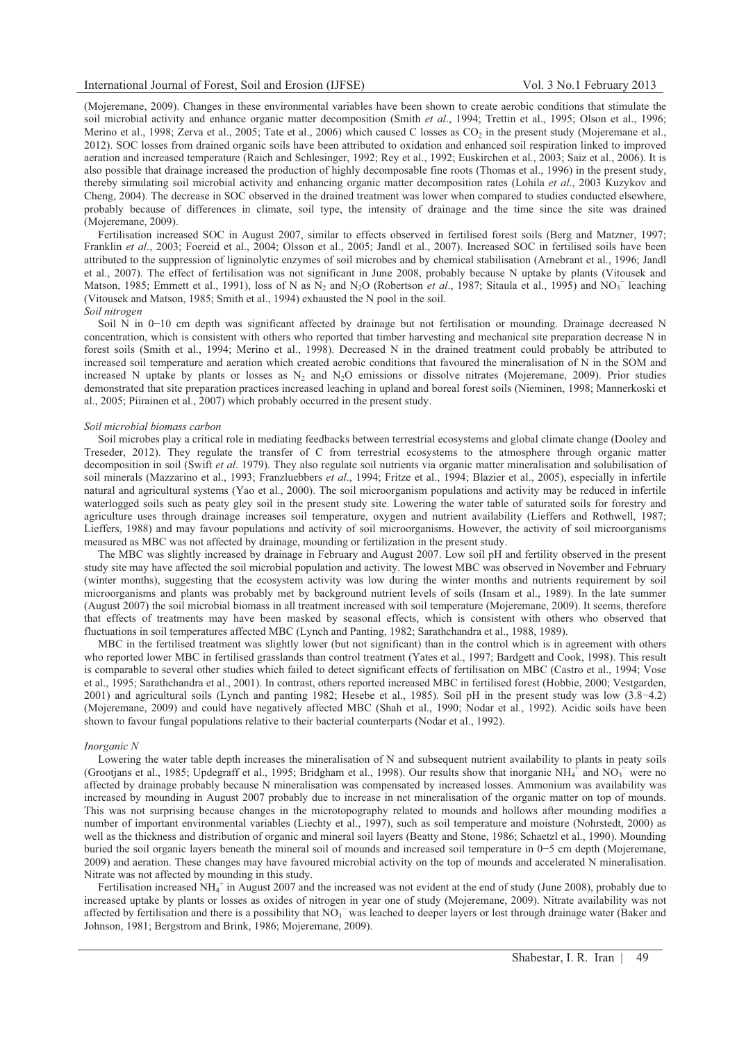(Mojeremane, 2009). Changes in these environmental variables have been shown to create aerobic conditions that stimulate the soil microbial activity and enhance organic matter decomposition (Smith *et al*., 1994; Trettin et al., 1995; Olson et al., 1996; Merino et al., 1998; Zerva et al., 2005; Tate et al., 2006) which caused C losses as $CO_2$ in the present study (Mojeremane et al., 2012). SOC losses from drained organic soils have been attributed to oxidation and enhanced soil respiration linked to improved aeration and increased temperature (Raich and Schlesinger, 1992; Rey et al., 1992; Euskirchen et al., 2003; Saiz et al., 2006). It is also possible that drainage increased the production of highly decomposable fine roots (Thomas et al., 1996) in the present study, thereby simulating soil microbial activity and enhancing organic matter decomposition rates (Lohila *et al*., 2003 Kuzykov and Cheng, 2004). The decrease in SOC observed in the drained treatment was lower when compared to studies conducted elsewhere, probably because of differences in climate, soil type, the intensity of drainage and the time since the site was drained (Mojeremane, 2009).

Fertilisation increased SOC in August 2007, similar to effects observed in fertilised forest soils (Berg and Matzner, 1997; Franklin *et al*., 2003; Foereid et al., 2004; Olsson et al., 2005; Jandl et al., 2007). Increased SOC in fertilised soils have been attributed to the suppression of ligninolytic enzymes of soil microbes and by chemical stabilisation (Arnebrant et al., 1996; Jandl et al., 2007). The effect of fertilisation was not significant in June 2008, probably because N uptake by plants (Vitousek and Matson, 1985; Emmett et al., 1991), loss of N as $N_2$ and $N_2O$ (Robertson *et al*., 1987; Sitaula et al., 1995) and $NO_3^-$ leaching (Vitousek and Matson, 1985; Smith et al., 1994) exhausted the N pool in the soil.

*Soil nitrogen*

Soil N in 0−10 cm depth was significant affected by drainage but not fertilisation or mounding. Drainage decreased N concentration, which is consistent with others who reported that timber harvesting and mechanical site preparation decrease N in forest soils (Smith et al., 1994; Merino et al., 1998). Decreased N in the drained treatment could probably be attributed to increased soil temperature and aeration which created aerobic conditions that favoured the mineralisation of N in the SOM and increased N uptake by plants or losses as $N_2$ and $N_2O$ emissions or dissolve nitrates (Mojeremane, 2009). Prior studies demonstrated that site preparation practices increased leaching in upland and boreal forest soils (Nieminen, 1998; Mannerkoski et al., 2005; Piirainen et al., 2007) which probably occurred in the present study.

*Soil microbial biomass carbon*

Soil microbes play a critical role in mediating feedbacks between terrestrial ecosystems and global climate change (Dooley and Treseder, 2012). They regulate the transfer of C from terrestrial ecosystems to the atmosphere through organic matter decomposition in soil (Swift *et al*. 1979). They also regulate soil nutrients via organic matter mineralisation and solubilisation of soil minerals (Mazzarino et al., 1993; Franzluebbers *et al*., 1994; Fritze et al., 1994; Blazier et al., 2005), especially in infertile natural and agricultural systems (Yao et al., 2000). The soil microorganism populations and activity may be reduced in infertile waterlogged soils such as peaty gley soil in the present study site. Lowering the water table of saturated soils for forestry and agriculture uses through drainage increases soil temperature, oxygen and nutrient availability (Lieffers and Rothwell, 1987; Lieffers, 1988) and may favour populations and activity of soil microorganisms. However, the activity of soil microorganisms measured as MBC was not affected by drainage, mounding or fertilization in the present study.

The MBC was slightly increased by drainage in February and August 2007. Low soil pH and fertility observed in the present study site may have affected the soil microbial population and activity. The lowest MBC was observed in November and February (winter months), suggesting that the ecosystem activity was low during the winter months and nutrients requirement by soil microorganisms and plants was probably met by background nutrient levels of soils (Insam et al., 1989). In the late summer (August 2007) the soil microbial biomass in all treatment increased with soil temperature (Mojeremane, 2009). It seems, therefore that effects of treatments may have been masked by seasonal effects, which is consistent with others who observed that fluctuations in soil temperatures affected MBC (Lynch and Panting, 1982; Sarathchandra et al., 1988, 1989).

MBC in the fertilised treatment was slightly lower (but not significant) than in the control which is in agreement with others who reported lower MBC in fertilised grasslands than control treatment (Yates et al., 1997; Bardgett and Cook, 1998). This result is comparable to several other studies which failed to detect significant effects of fertilisation on MBC (Castro et al., 1994; Vose et al., 1995; Sarathchandra et al., 2001). In contrast, others reported increased MBC in fertilised forest (Hobbie, 2000; Vestgarden, 2001) and agricultural soils (Lynch and panting 1982; Hesebe et al., 1985). Soil pH in the present study was low (3.8−4.2) (Mojeremane, 2009) and could have negatively affected MBC (Shah et al., 1990; Nodar et al., 1992). Acidic soils have been shown to favour fungal populations relative to their bacterial counterparts (Nodar et al., 1992).

*Inorganic N*

Lowering the water table depth increases the mineralisation of N and subsequent nutrient availability to plants in peaty soils (Grootjans et al., 1985; Updegraff et al., 1995; Bridgham et al., 1998). Our results show that inorganic $NH_4^+$ and $NO_3^-$ were no affected by drainage probably because N mineralisation was compensated by increased losses. Ammonium was availability was increased by mounding in August 2007 probably due to increase in net mineralisation of the organic matter on top of mounds. This was not surprising because changes in the microtopography related to mounds and hollows after mounding modifies a number of important environmental variables (Liechty et al., 1997), such as soil temperature and moisture (Nohrstedt, 2000) as well as the thickness and distribution of organic and mineral soil layers (Beatty and Stone, 1986; Schaetzl et al., 1990). Mounding buried the soil organic layers beneath the mineral soil of mounds and increased soil temperature in 0−5 cm depth (Mojeremane, 2009) and aeration. These changes may have favoured microbial activity on the top of mounds and accelerated N mineralisation. Nitrate was not affected by mounding in this study.

Fertilisation increased $NH_4^+$ in August 2007 and the increased was not evident at the end of study (June 2008), probably due to increased uptake by plants or losses as oxides of nitrogen in year one of study (Mojeremane, 2009). Nitrate availability was not affected by fertilisation and there is a possibility that $NO_3^-$ was leached to deeper layers or lost through drainage water (Baker and Johnson, 1981; Bergstrom and Brink, 1986; Mojeremane, 2009).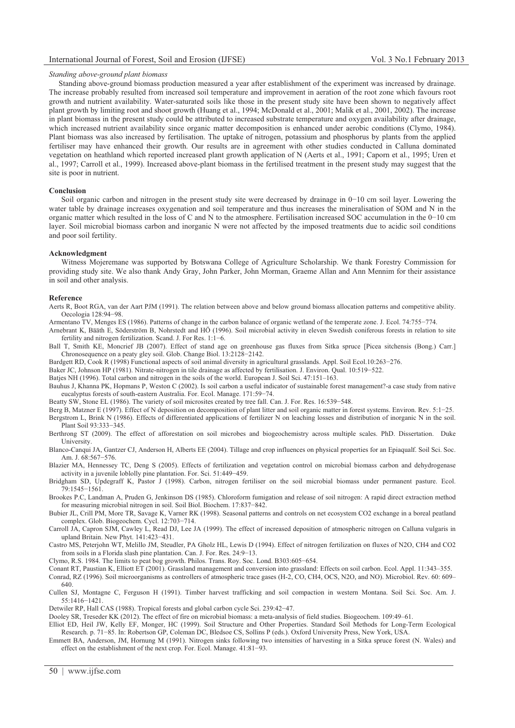*Standing above-ground plant biomass*

Standing above-ground biomass production measured a year after establishment of the experiment was increased by drainage. The increase probably resulted from increased soil temperature and improvement in aeration of the root zone which favours root growth and nutrient availability. Water-saturated soils like those in the present study site have been shown to negatively affect plant growth by limiting root and shoot growth (Huang et al., 1994; McDonald et al., 2001; Malik et al., 2001, 2002). The increase in plant biomass in the present study could be attributed to increased substrate temperature and oxygen availability after drainage, which increased nutrient availability since organic matter decomposition is enhanced under aerobic conditions (Clymo, 1984). Plant biomass was also increased by fertilisation. The uptake of nitrogen, potassium and phosphorus by plants from the applied fertiliser may have enhanced their growth. Our results are in agreement with other studies conducted in Calluna dominated vegetation on heathland which reported increased plant growth application of N (Aerts et al., 1991; Caporn et al., 1995; Uren et al., 1997; Carroll et al., 1999). Increased above-plant biomass in the fertilised treatment in the present study may suggest that the site is poor in nutrient.

## Conclusion

Soil organic carbon and nitrogen in the present study site were decreased by drainage in 0−10 cm soil layer. Lowering the water table by drainage increases oxygenation and soil temperature and thus increases the mineralisation of SOM and N in the organic matter which resulted in the loss of C and N to the atmosphere. Fertilisation increased SOC accumulation in the 0−10 cm layer. Soil microbial biomass carbon and inorganic N were not affected by the imposed treatments due to acidic soil conditions and poor soil fertility.

## Acknowledgment

Witness Mojeremane was supported by Botswana College of Agriculture Scholarship. We thank Forestry Commission for providing study site. We also thank Andy Gray, John Parker, John Morman, Graeme Allan and Ann Mennim for their assistance in soil and other analysis.

## Reference

Aerts R, Boot RGA, van der Aart PJM (1991). The relation between above and below ground biomass allocation patterns and competitive ability. Oecologia 128:94−98.

Armentano TV, Menges ES (1986). Patterns of change in the carbon balance of organic wetland of the temperate zone. J. Ecol. 74:755−774.

Arnebrant K, Bååth E, Söderström B, Nohrstedt and HÖ (1996). Soil microbial activity in eleven Swedish coniferous forests in relation to site fertility and nitrogen fertilization. Scand. J. For Res. 1:1−6.

Ball T, Smith KE, Moncrief JB (2007). Effect of stand age on greenhouse gas fluxes from Sitka spruce [Picea sitchensis (Bong.) Carr.] Chronosequence on a peaty gley soil. Glob. Change Biol. 13:2128−2142.

Bardgett RD, Cook R (1998) Functional aspects of soil animal diversity in agricultural grasslands. Appl. Soil Ecol.10:263−276.

Baker JC, Johnson HP (1981). Nitrate-nitrogen in tile drainage as affected by fertilisation. J. Environ. Qual. 10:519−522.

Batjes NH (1996). Total carbon and nitrogen in the soils of the world. European J. Soil Sci. 47:151–163.

Bauhus J, Khanna PK, Hopmans P, Weston C (2002). Is soil carbon a useful indicator of sustainable forest management?-a case study from native eucalyptus forests of south-eastern Australia. For. Ecol. Manage. 171:59−74.

Beatty SW, Stone EL (1986). The variety of soil microsites created by tree fall. Can. J. For. Res. 16:539−548.

Berg B, Matzner E (1997). Effect of N deposition on decomposition of plant litter and soil organic matter in forest systems. Environ. Rev. 5:1−25.

Bergstrom L, Brink N (1986). Effects of differentiated applications of fertilizer N on leaching losses and distribution of inorganic N in the soil. Plant Soil 93:333−345.

Berthrong ST (2009). The effect of afforestation on soil microbes and biogeochemistry across multiple scales. PhD. Dissertation. Duke University.

Blanco-Canqui JA, Gantzer CJ, Anderson H, Alberts EE (2004). Tillage and crop influences on physical properties for an Epiaqualf. Soil Sci. Soc. Am. J. 68:567−576.

Blazier MA, Hennessey TC, Deng S (2005). Effects of fertilization and vegetation control on microbial biomass carbon and dehydrogenase activity in a juvenile loblolly pine plantation. For. Sci. 51:449−459.

Bridgham SD, Updegraff K, Pastor J (1998). Carbon, nitrogen fertiliser on the soil microbial biomass under permanent pasture. Ecol. 79:1545−1561.

Brookes P.C, Landman A, Pruden G, Jenkinson DS (1985). Chloroform fumigation and release of soil nitrogen: A rapid direct extraction method for measuring microbial nitrogen in soil. Soil Biol. Biochem. 17:837−842.

Bubier JL, Crill PM, More TR, Savage K, Varner RK (1998). Seasonal patterns and controls on net ecosystem CO2 exchange in a boreal peatland complex. Glob. Biogeochem. Cycl. 12:703−714.

Carroll JA, Capron SJM, Cawley L, Read DJ, Lee JA (1999). The effect of increased deposition of atmospheric nitrogen on Calluna vulgaris in upland Britain. New Phyt. 141:423−431.

Castro MS, Peterjohn WT, Melillo JM, Steudler, PA Gholz HL, Lewis D (1994). Effect of nitrogen fertilization on fluxes of N2O, CH4 and CO2 from soils in a Florida slash pine plantation. Can. J. For. Res. 24:9−13.

Clymo, R.S. 1984. The limits to peat bog growth. Philos. Trans. Roy. Soc. Lond. B303:605−654.

Conant RT, Paustian K, Elliott ET (2001). Grassland management and conversion into grassland: Effects on soil carbon. Ecol. Appl. 11:343–355.

Conrad, RZ (1996). Soil microorganisms as controllers of atmospheric trace gases (H-2, CO, CH4, OCS, N2O, and NO). Microbiol. Rev. 60: 609–640.

Cullen SJ, Montagne C, Ferguson H (1991). Timber harvest trafficking and soil compaction in western Montana. Soil Sci. Soc. Am. J. 55:1416−1421.

Detwiler RP, Hall CAS (1988). Tropical forests and global carbon cycle Sci. 239:42−47.

Dooley SR, Treseder KK (2012). The effect of fire on microbial biomass: a meta-analysis of field studies. Biogeochem. 109:49–61.

Elliot ED, Heil JW, Kelly EF, Monger, HC (1999). Soil Structure and Other Properties. Standard Soil Methods for Long-Term Ecological Research. p. 71−85. In: Robertson GP, Coleman DC, Bledsoe CS, Sollins P (eds.). Oxford University Press, New York, USA.

Emmett BA, Anderson, JM, Hornung M (1991). Nitrogen sinks following two intensities of harvesting in a Sitka spruce forest (N. Wales) and effect on the establishment of the next crop. For. Ecol. Manage. 41:81−93.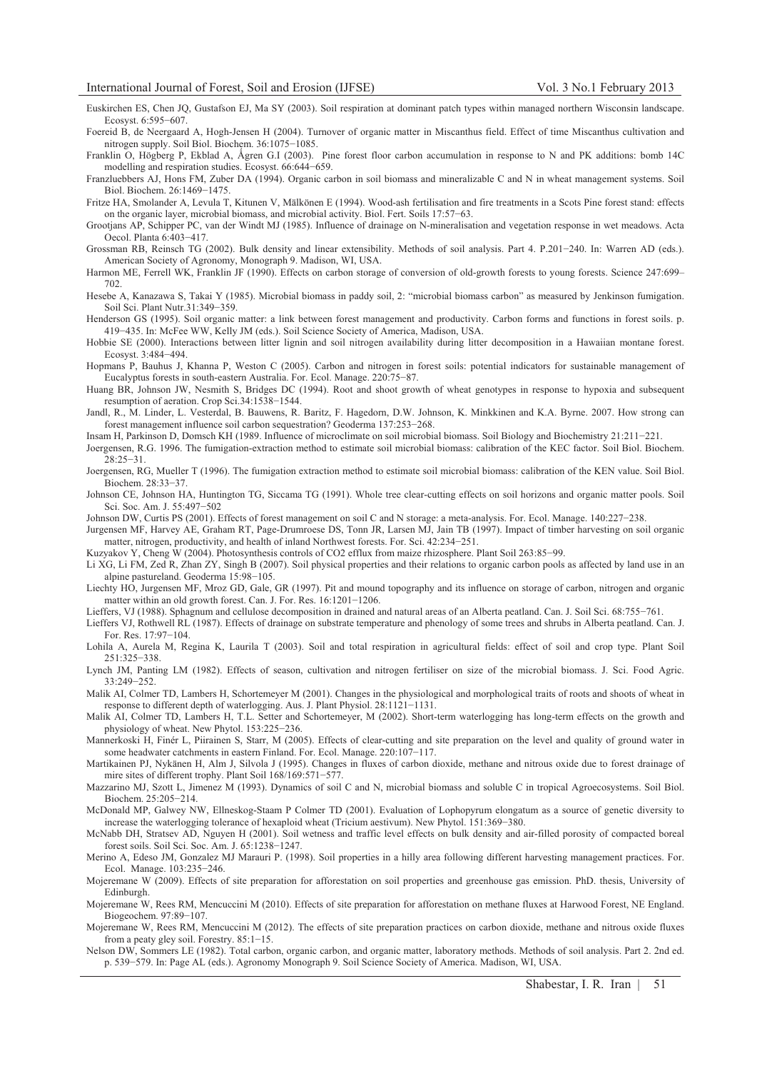Euskirchen ES, Chen JQ, Gustafson EJ, Ma SY (2003). Soil respiration at dominant patch types within managed northern Wisconsin landscape. Ecosyst. 6:595−607.

Foereid B, de Neergaard A, Hogh-Jensen H (2004). Turnover of organic matter in Miscanthus field. Effect of time Miscanthus cultivation and nitrogen supply. Soil Biol. Biochem. 36:1075−1085.

Franklin O, Högberg P, Ekblad A, Ågren G.I (2003). Pine forest floor carbon accumulation in response to N and PK additions: bomb 14C modelling and respiration studies. Ecosyst. 66:644−659.

Franzluebbers AJ, Hons FM, Zuber DA (1994). Organic carbon in soil biomass and mineralizable C and N in wheat management systems. Soil Biol. Biochem. 26:1469−1475.

Fritze HA, Smolander A, Levula T, Kitunen V, Mälkönen E (1994). Wood-ash fertilisation and fire treatments in a Scots Pine forest stand: effects on the organic layer, microbial biomass, and microbial activity. Biol. Fert. Soils 17:57−63.

Grootjans AP, Schipper PC, van der Windt MJ (1985). Influence of drainage on N-mineralisation and vegetation response in wet meadows. Acta Oecol. Planta 6:403−417.

Grossman RB, Reinsch TG (2002). Bulk density and linear extensibility. Methods of soil analysis. Part 4. P.201−240. In: Warren AD (eds.). American Society of Agronomy, Monograph 9. Madison, WI, USA.

Harmon ME, Ferrell WK, Franklin JF (1990). Effects on carbon storage of conversion of old-growth forests to young forests. Science 247:699–702.

Hesebe A, Kanazawa S, Takai Y (1985). Microbial biomass in paddy soil, 2: "microbial biomass carbon" as measured by Jenkinson fumigation. Soil Sci. Plant Nutr.31:349−359.

Henderson GS (1995). Soil organic matter: a link between forest management and productivity. Carbon forms and functions in forest soils. p. 419−435. In: McFee WW, Kelly JM (eds.). Soil Science Society of America, Madison, USA.

Hobbie SE (2000). Interactions between litter lignin and soil nitrogen availability during litter decomposition in a Hawaiian montane forest. Ecosyst. 3:484−494.

Hopmans P, Bauhus J, Khanna P, Weston C (2005). Carbon and nitrogen in forest soils: potential indicators for sustainable management of Eucalyptus forests in south-eastern Australia. For. Ecol. Manage. 220:75−87.

Huang BR, Johnson JW, Nesmith S, Bridges DC (1994). Root and shoot growth of wheat genotypes in response to hypoxia and subsequent resumption of aeration. Crop Sci.34:1538−1544.

Jandl, R., M. Linder, L. Vesterdal, B. Bauwens, R. Baritz, F. Hagedorn, D.W. Johnson, K. Minkkinen and K.A. Byrne. 2007. How strong can forest management influence soil carbon sequestration? Geoderma 137:253−268.

Insam H, Parkinson D, Domsch KH (1989. Influence of microclimate on soil microbial biomass. Soil Biology and Biochemistry 21:211−221.

Joergensen, R.G. 1996. The fumigation-extraction method to estimate soil microbial biomass: calibration of the KEC factor. Soil Biol. Biochem. 28:25−31.

Joergensen, RG, Mueller T (1996). The fumigation extraction method to estimate soil microbial biomass: calibration of the KEN value. Soil Biol. Biochem. 28:33−37.

Johnson CE, Johnson HA, Huntington TG, Siccama TG (1991). Whole tree clear-cutting effects on soil horizons and organic matter pools. Soil Sci. Soc. Am. J. 55:497−502

Johnson DW, Curtis PS (2001). Effects of forest management on soil C and N storage: a meta-analysis. For. Ecol. Manage. 140:227−238.

Jurgensen MF, Harvey AE, Graham RT, Page-Drumroese DS, Tonn JR, Larsen MJ, Jain TB (1997). Impact of timber harvesting on soil organic matter, nitrogen, productivity, and health of inland Northwest forests. For. Sci. 42:234−251.

Kuzyakov Y, Cheng W (2004). Photosynthesis controls of CO2 efflux from maize rhizosphere. Plant Soil 263:85−99.

Li XG, Li FM, Zed R, Zhan ZY, Singh B (2007). Soil physical properties and their relations to organic carbon pools as affected by land use in an alpine pastureland. Geoderma 15:98−105.

Liechty HO, Jurgensen MF, Mroz GD, Gale, GR (1997). Pit and mound topography and its influence on storage of carbon, nitrogen and organic matter within an old growth forest. Can. J. For. Res. 16:1201−1206.

Lieffers, VJ (1988). Sphagnum and cellulose decomposition in drained and natural areas of an Alberta peatland. Can. J. Soil Sci. 68:755−761.

Lieffers VJ, Rothwell RL (1987). Effects of drainage on substrate temperature and phenology of some trees and shrubs in Alberta peatland. Can. J. For. Res. 17:97−104.

Lohila A, Aurela M, Regina K, Laurila T (2003). Soil and total respiration in agricultural fields: effect of soil and crop type. Plant Soil 251:325−338.

Lynch JM, Panting LM (1982). Effects of season, cultivation and nitrogen fertiliser on size of the microbial biomass. J. Sci. Food Agric. 33:249−252.

Malik AI, Colmer TD, Lambers H, Schortemeyer M (2001). Changes in the physiological and morphological traits of roots and shoots of wheat in response to different depth of waterlogging. Aus. J. Plant Physiol. 28:1121−1131.

Malik AI, Colmer TD, Lambers H, T.L. Setter and Schortemeyer, M (2002). Short-term waterlogging has long-term effects on the growth and physiology of wheat. New Phytol. 153:225−236.

Mannerkoski H, Finér L, Piirainen S, Starr, M (2005). Effects of clear-cutting and site preparation on the level and quality of ground water in some headwater catchments in eastern Finland. For. Ecol. Manage. 220:107−117.

Martikainen PJ, Nykänen H, Alm J, Silvola J (1995). Changes in fluxes of carbon dioxide, methane and nitrous oxide due to forest drainage of mire sites of different trophy. Plant Soil 168/169:571−577.

Mazzarino MJ, Szott L, Jimenez M (1993). Dynamics of soil C and N, microbial biomass and soluble C in tropical Agroecosystems. Soil Biol. Biochem. 25:205−214.

McDonald MP, Galwey NW, Ellneskog-Staam P Colmer TD (2001). Evaluation of Lophopyrum elongatum as a source of genetic diversity to increase the waterlogging tolerance of hexaploid wheat (Tricium aestivum). New Phytol. 151:369−380.

McNabb DH, Stratsev AD, Nguyen H (2001). Soil wetness and traffic level effects on bulk density and air-filled porosity of compacted boreal forest soils. Soil Sci. Soc. Am. J. 65:1238−1247.

Merino A, Edeso JM, Gonzalez MJ Marauri P. (1998). Soil properties in a hilly area following different harvesting management practices. For. Ecol. Manage. 103:235−246.

Mojeremane W (2009). Effects of site preparation for afforestation on soil properties and greenhouse gas emission. PhD. thesis, University of Edinburgh.

Mojeremane W, Rees RM, Mencuccini M (2010). Effects of site preparation for afforestation on methane fluxes at Harwood Forest, NE England. Biogeochem. 97:89−107.

Mojeremane W, Rees RM, Mencuccini M (2012). The effects of site preparation practices on carbon dioxide, methane and nitrous oxide fluxes from a peaty gley soil. Forestry. 85:1−15.

Nelson DW, Sommers LE (1982). Total carbon, organic carbon, and organic matter, laboratory methods. Methods of soil analysis. Part 2. 2nd ed. p. 539−579. In: Page AL (eds.). Agronomy Monograph 9. Soil Science Society of America. Madison, WI, USA.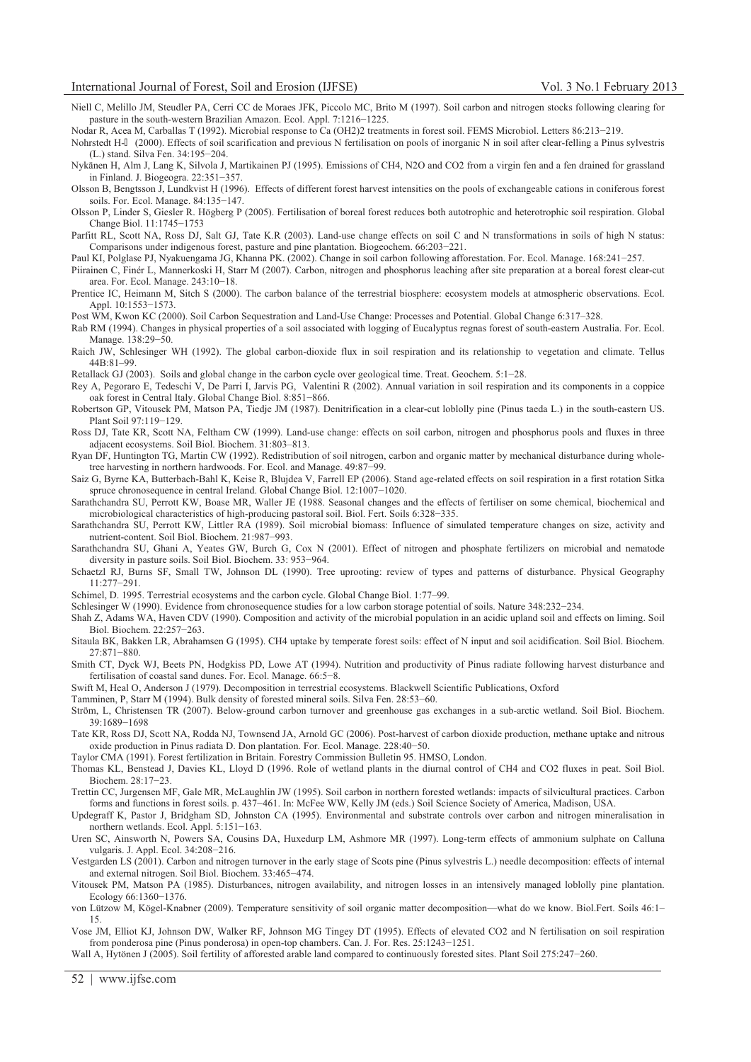Niell C, Melillo JM, Steudler PA, Cerri CC de Moraes JFK, Piccolo MC, Brito M (1997). Soil carbon and nitrogen stocks following clearing for pasture in the south-western Brazilian Amazon. Ecol. Appl. 7:1216−1225.

Nodar R, Acea M, Carballas T (1992). Microbial response to Ca (OH2)2 treatments in forest soil. FEMS Microbiol. Letters 86:213−219.

Nohrstedt H-Ö (2000). Effects of soil scarification and previous N fertilisation on pools of inorganic N in soil after clear-felling a Pinus sylvestris (L.) stand. Silva Fen. 34:195−204.

Nykänen H, Alm J, Lang K, Silvola J, Martikainen PJ (1995). Emissions of CH4, N2O and CO2 from a virgin fen and a fen drained for grassland in Finland. J. Biogeogra. 22:351−357.

Olsson B, Bengtsson J, Lundkvist H (1996). Effects of different forest harvest intensities on the pools of exchangeable cations in coniferous forest soils. For. Ecol. Manage. 84:135−147.

Olsson P, Linder S, Giesler R. Högberg P (2005). Fertilisation of boreal forest reduces both autotrophic and heterotrophic soil respiration. Global Change Biol. 11:1745−1753

Parfitt RL, Scott NA, Ross DJ, Salt GJ, Tate K.R (2003). Land-use change effects on soil C and N transformations in soils of high N status: Comparisons under indigenous forest, pasture and pine plantation. Biogeochem. 66:203−221.

Paul KI, Polglase PJ, Nyakuengama JG, Khanna PK. (2002). Change in soil carbon following afforestation. For. Ecol. Manage. 168:241−257.

Piirainen C, Finér L, Mannerkoski H, Starr M (2007). Carbon, nitrogen and phosphorus leaching after site preparation at a boreal forest clear-cut area. For. Ecol. Manage. 243:10−18.

Prentice IC, Heimann M, Sitch S (2000). The carbon balance of the terrestrial biosphere: ecosystem models at atmospheric observations. Ecol. Appl. 10:1553−1573.

Post WM, Kwon KC (2000). Soil Carbon Sequestration and Land-Use Change: Processes and Potential. Global Change 6:317–328.

Rab RM (1994). Changes in physical properties of a soil associated with logging of Eucalyptus regnas forest of south-eastern Australia. For. Ecol. Manage. 138:29−50.

Raich JW, Schlesinger WH (1992). The global carbon-dioxide flux in soil respiration and its relationship to vegetation and climate. Tellus 44B:81–99.

Retallack GJ (2003). Soils and global change in the carbon cycle over geological time. Treat. Geochem. 5:1−28.

Rey A, Pegoraro E, Tedeschi V, De Parri I, Jarvis PG, Valentini R (2002). Annual variation in soil respiration and its components in a coppice oak forest in Central Italy. Global Change Biol. 8:851−866.

Robertson GP, Vitousek PM, Matson PA, Tiedje JM (1987). Denitrification in a clear-cut loblolly pine (Pinus taeda L.) in the south-eastern US. Plant Soil 97:119−129.

Ross DJ, Tate KR, Scott NA, Feltham CW (1999). Land-use change: effects on soil carbon, nitrogen and phosphorus pools and fluxes in three adjacent ecosystems. Soil Biol. Biochem. 31:803–813.

Ryan DF, Huntington TG, Martin CW (1992). Redistribution of soil nitrogen, carbon and organic matter by mechanical disturbance during whole-tree harvesting in northern hardwoods. For. Ecol. and Manage. 49:87−99.

Saiz G, Byrne KA, Butterbach-Bahl K, Keise R, Blujdea V, Farrell EP (2006). Stand age-related effects on soil respiration in a first rotation Sitka spruce chronosequence in central Ireland. Global Change Biol. 12:1007−1020.

Sarathchandra SU, Perrott KW, Boase MR, Waller JE (1988. Seasonal changes and the effects of fertiliser on some chemical, biochemical and microbiological characteristics of high-producing pastoral soil. Biol. Fert. Soils 6:328−335.

Sarathchandra SU, Perrott KW, Littler RA (1989). Soil microbial biomass: Influence of simulated temperature changes on size, activity and nutrient-content. Soil Biol. Biochem. 21:987−993.

Sarathchandra SU, Ghani A, Yeates GW, Burch G, Cox N (2001). Effect of nitrogen and phosphate fertilizers on microbial and nematode diversity in pasture soils. Soil Biol. Biochem. 33: 953−964.

Schaetzl RJ, Burns SF, Small TW, Johnson DL (1990). Tree uprooting: review of types and patterns of disturbance. Physical Geography 11:277−291.

Schimel, D. 1995. Terrestrial ecosystems and the carbon cycle. Global Change Biol. 1:77–99.

Schlesinger W (1990). Evidence from chronosequence studies for a low carbon storage potential of soils. Nature 348:232−234.

Shah Z, Adams WA, Haven CDV (1990). Composition and activity of the microbial population in an acidic upland soil and effects on liming. Soil Biol. Biochem. 22:257−263.

Sitaula BK, Bakken LR, Abrahamsen G (1995). CH4 uptake by temperate forest soils: effect of N input and soil acidification. Soil Biol. Biochem. 27:871−880.

Smith CT, Dyck WJ, Beets PN, Hodgkiss PD, Lowe AT (1994). Nutrition and productivity of Pinus radiate following harvest disturbance and fertilisation of coastal sand dunes. For. Ecol. Manage. 66:5−8.

Swift M, Heal O, Anderson J (1979). Decomposition in terrestrial ecosystems. Blackwell Scientific Publications, Oxford

Tamminen, P, Starr M (1994). Bulk density of forested mineral soils. Silva Fen. 28:53−60.

Ström, L, Christensen TR (2007). Below-ground carbon turnover and greenhouse gas exchanges in a sub-arctic wetland. Soil Biol. Biochem. 39:1689−1698

Tate KR, Ross DJ, Scott NA, Rodda NJ, Townsend JA, Arnold GC (2006). Post-harvest of carbon dioxide production, methane uptake and nitrous oxide production in Pinus radiata D. Don plantation. For. Ecol. Manage. 228:40−50.

Taylor CMA (1991). Forest fertilization in Britain. Forestry Commission Bulletin 95. HMSO, London.

Thomas KL, Benstead J, Davies KL, Lloyd D (1996. Role of wetland plants in the diurnal control of CH4 and CO2 fluxes in peat. Soil Biol. Biochem. 28:17−23.

Trettin CC, Jurgensen MF, Gale MR, McLaughlin JW (1995). Soil carbon in northern forested wetlands: impacts of silvicultural practices. Carbon forms and functions in forest soils. p. 437−461. In: McFee WW, Kelly JM (eds.) Soil Science Society of America, Madison, USA.

Updegraff K, Pastor J, Bridgham SD, Johnston CA (1995). Environmental and substrate controls over carbon and nitrogen mineralisation in northern wetlands. Ecol. Appl. 5:151−163.

Uren SC, Ainsworth N, Powers SA, Cousins DA, Huxedurp LM, Ashmore MR (1997). Long-term effects of ammonium sulphate on Calluna vulgaris. J. Appl. Ecol. 34:208−216.

Vestgarden LS (2001). Carbon and nitrogen turnover in the early stage of Scots pine (Pinus sylvestris L.) needle decomposition: effects of internal and external nitrogen. Soil Biol. Biochem. 33:465−474.

Vitousek PM, Matson PA (1985). Disturbances, nitrogen availability, and nitrogen losses in an intensively managed loblolly pine plantation. Ecology 66:1360−1376.

von Lützow M, Kögel-Knabner (2009). Temperature sensitivity of soil organic matter decomposition—what do we know. Biol.Fert. Soils 46:1–15.

Vose JM, Elliot KJ, Johnson DW, Walker RF, Johnson MG Tingey DT (1995). Effects of elevated CO2 and N fertilisation on soil respiration from ponderosa pine (Pinus ponderosa) in open-top chambers. Can. J. For. Res. 25:1243−1251.

Wall A, Hytönen J (2005). Soil fertility of afforested arable land compared to continuously forested sites. Plant Soil 275:247−260.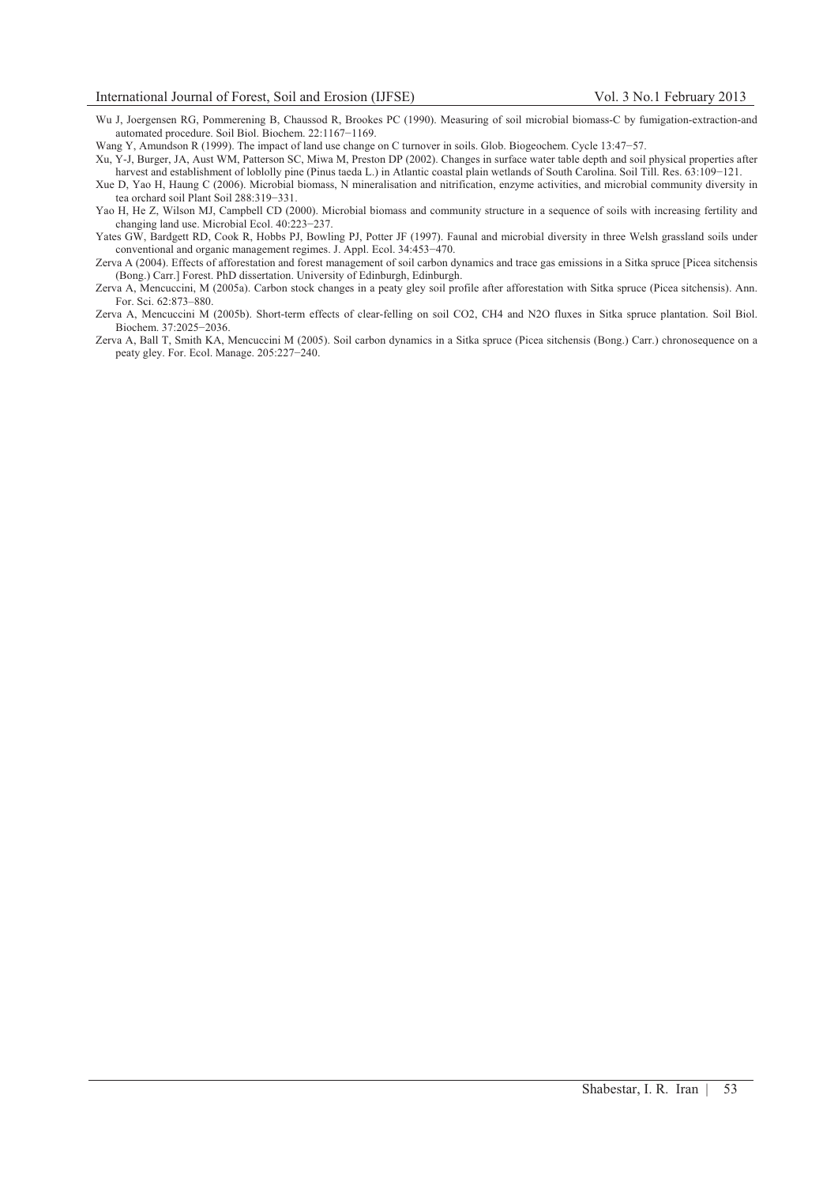Wu J, Joergensen RG, Pommerening B, Chaussod R, Brookes PC (1990). Measuring of soil microbial biomass-C by fumigation-extraction-and automated procedure. Soil Biol. Biochem. 22:1167−1169.

Wang Y, Amundson R (1999). The impact of land use change on C turnover in soils. Glob. Biogeochem. Cycle 13:47−57.

Xu, Y-J, Burger, JA, Aust WM, Patterson SC, Miwa M, Preston DP (2002). Changes in surface water table depth and soil physical properties after harvest and establishment of loblolly pine (Pinus taeda L.) in Atlantic coastal plain wetlands of South Carolina. Soil Till. Res. 63:109−121.

Xue D, Yao H, Haung C (2006). Microbial biomass, N mineralisation and nitrification, enzyme activities, and microbial community diversity in tea orchard soil Plant Soil 288:319−331.

Yao H, He Z, Wilson MJ, Campbell CD (2000). Microbial biomass and community structure in a sequence of soils with increasing fertility and changing land use. Microbial Ecol. 40:223−237.

Yates GW, Bardgett RD, Cook R, Hobbs PJ, Bowling PJ, Potter JF (1997). Faunal and microbial diversity in three Welsh grassland soils under conventional and organic management regimes. J. Appl. Ecol. 34:453−470.

Zerva A (2004). Effects of afforestation and forest management of soil carbon dynamics and trace gas emissions in a Sitka spruce [Picea sitchensis (Bong.) Carr.] Forest. PhD dissertation. University of Edinburgh, Edinburgh.

Zerva A, Mencuccini, M (2005a). Carbon stock changes in a peaty gley soil profile after afforestation with Sitka spruce (Picea sitchensis). Ann. For. Sci. 62:873–880.

Zerva A, Mencuccini M (2005b). Short-term effects of clear-felling on soil $CO_2$, $CH_4$ and $N_2O$ fluxes in Sitka spruce plantation. Soil Biol. Biochem. 37:2025−2036.

Zerva A, Ball T, Smith KA, Mencuccini M (2005). Soil carbon dynamics in a Sitka spruce (Picea sitchensis (Bong.) Carr.) chronosequence on a peaty gley. For. Ecol. Manage. 205:227−240.